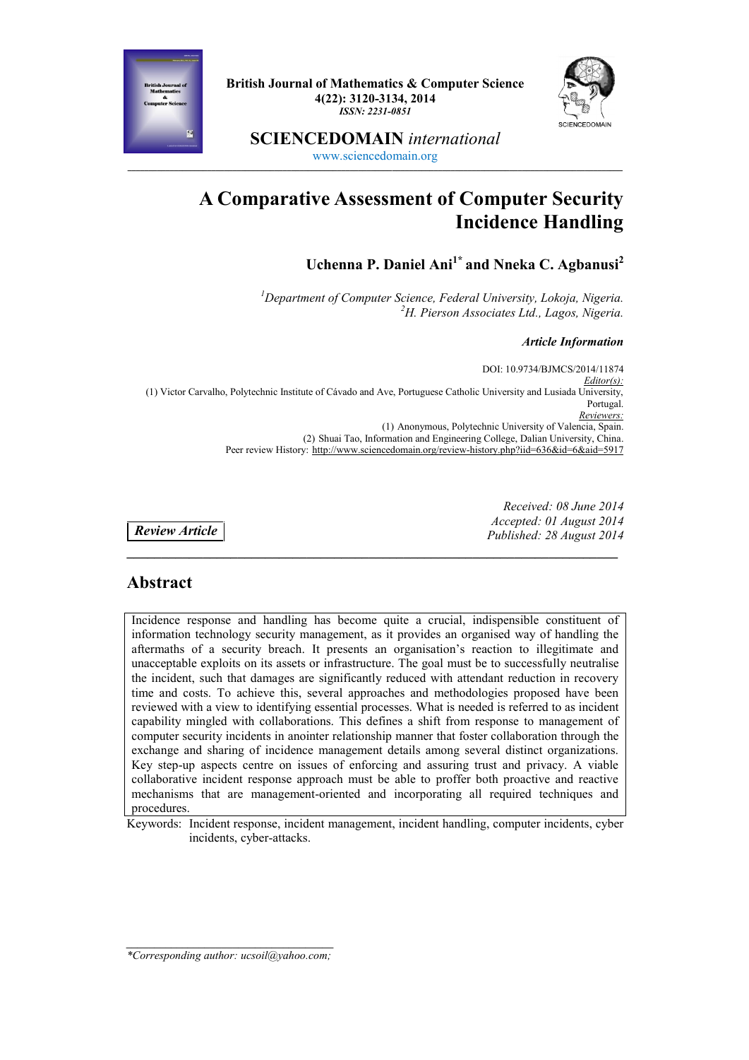British Journal of Mathematics & Computer Science
4(22): 3120-3134, 2014
*ISSN: 2231-0851*

**SCIENCEDOMAIN** *international*
www.sciencedomain.org

# A Comparative Assessment of Computer Security Incidence Handling

**Uchenna P. Daniel Ani[1*] and Nneka C. Agbanusi[2]**

[1]*Department of Computer Science, Federal University, Lokoja, Nigeria.*
[2]*H. Pierson Associates Ltd., Lagos, Nigeria.*

***Article Information***

DOI: 10.9734/BJMCS/2014/11874
*Editor(s):*
(1) Victor Carvalho, Polytechnic Institute of Cávado and Ave, Portuguese Catholic University and Lusiada University, Portugal.
*Reviewers:*
(1) Anonymous, Polytechnic University of Valencia, Spain.
(2) Shuai Tao, Information and Engineering College, Dalian University, China.
Peer review History: http://www.sciencedomain.org/review-history.php?iid=636&id=6&aid=5917

***Review Article***

*Received: 08 June 2014*
*Accepted: 01 August 2014*
*Published: 28 August 2014*

## Abstract

Incidence response and handling has become quite a crucial, indispensible constituent of information technology security management, as it provides an organised way of handling the aftermaths of a security breach. It presents an organisation's reaction to illegitimate and unacceptable exploits on its assets or infrastructure. The goal must be to successfully neutralise the incident, such that damages are significantly reduced with attendant reduction in recovery time and costs. To achieve this, several approaches and methodologies proposed have been reviewed with a view to identifying essential processes. What is needed is referred to as incident capability mingled with collaborations. This defines a shift from response to management of computer security incidents in anointer relationship manner that foster collaboration through the exchange and sharing of incidence management details among several distinct organizations. Key step-up aspects centre on issues of enforcing and assuring trust and privacy. A viable collaborative incident response approach must be able to proffer both proactive and reactive mechanisms that are management-oriented and incorporating all required techniques and procedures.

Keywords: Incident response, incident management, incident handling, computer incidents, cyber incidents, cyber-attacks.

*\*Corresponding author: ucsoil@yahoo.com;*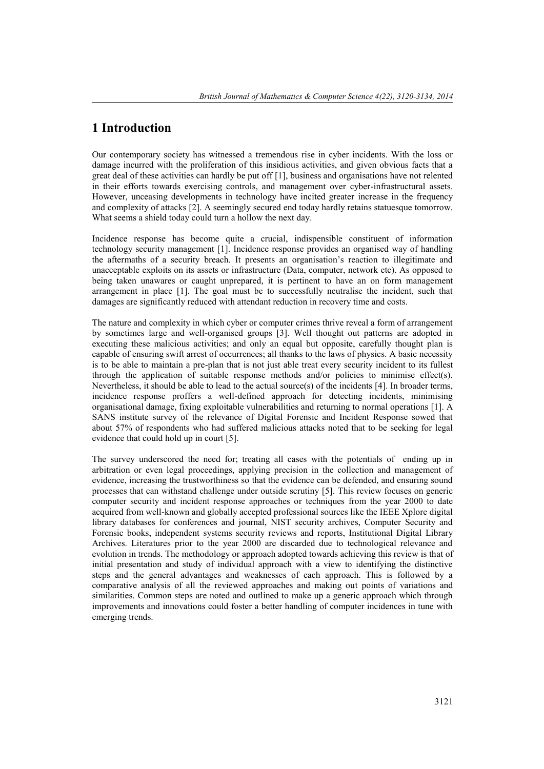# 1 Introduction

Our contemporary society has witnessed a tremendous rise in cyber incidents. With the loss or damage incurred with the proliferation of this insidious activities, and given obvious facts that a great deal of these activities can hardly be put off [1], business and organisations have not relented in their efforts towards exercising controls, and management over cyber-infrastructural assets. However, unceasing developments in technology have incited greater increase in the frequency and complexity of attacks [2]. A seemingly secured end today hardly retains statuesque tomorrow. What seems a shield today could turn a hollow the next day.

Incidence response has become quite a crucial, indispensible constituent of information technology security management [1]. Incidence response provides an organised way of handling the aftermaths of a security breach. It presents an organisation's reaction to illegitimate and unacceptable exploits on its assets or infrastructure (Data, computer, network etc). As opposed to being taken unawares or caught unprepared, it is pertinent to have an on form management arrangement in place [1]. The goal must be to successfully neutralise the incident, such that damages are significantly reduced with attendant reduction in recovery time and costs.

The nature and complexity in which cyber or computer crimes thrive reveal a form of arrangement by sometimes large and well-organised groups [3]. Well thought out patterns are adopted in executing these malicious activities; and only an equal but opposite, carefully thought plan is capable of ensuring swift arrest of occurrences; all thanks to the laws of physics. A basic necessity is to be able to maintain a pre-plan that is not just able treat every security incident to its fullest through the application of suitable response methods and/or policies to minimise effect(s). Nevertheless, it should be able to lead to the actual source(s) of the incidents [4]. In broader terms, incidence response proffers a well-defined approach for detecting incidents, minimising organisational damage, fixing exploitable vulnerabilities and returning to normal operations [1]. A SANS institute survey of the relevance of Digital Forensic and Incident Response sowed that about 57% of respondents who had suffered malicious attacks noted that to be seeking for legal evidence that could hold up in court [5].

The survey underscored the need for; treating all cases with the potentials of ending up in arbitration or even legal proceedings, applying precision in the collection and management of evidence, increasing the trustworthiness so that the evidence can be defended, and ensuring sound processes that can withstand challenge under outside scrutiny [5]. This review focuses on generic computer security and incident response approaches or techniques from the year 2000 to date acquired from well-known and globally accepted professional sources like the IEEE Xplore digital library databases for conferences and journal, NIST security archives, Computer Security and Forensic books, independent systems security reviews and reports, Institutional Digital Library Archives. Literatures prior to the year 2000 are discarded due to technological relevance and evolution in trends. The methodology or approach adopted towards achieving this review is that of initial presentation and study of individual approach with a view to identifying the distinctive steps and the general advantages and weaknesses of each approach. This is followed by a comparative analysis of all the reviewed approaches and making out points of variations and similarities. Common steps are noted and outlined to make up a generic approach which through improvements and innovations could foster a better handling of computer incidences in tune with emerging trends.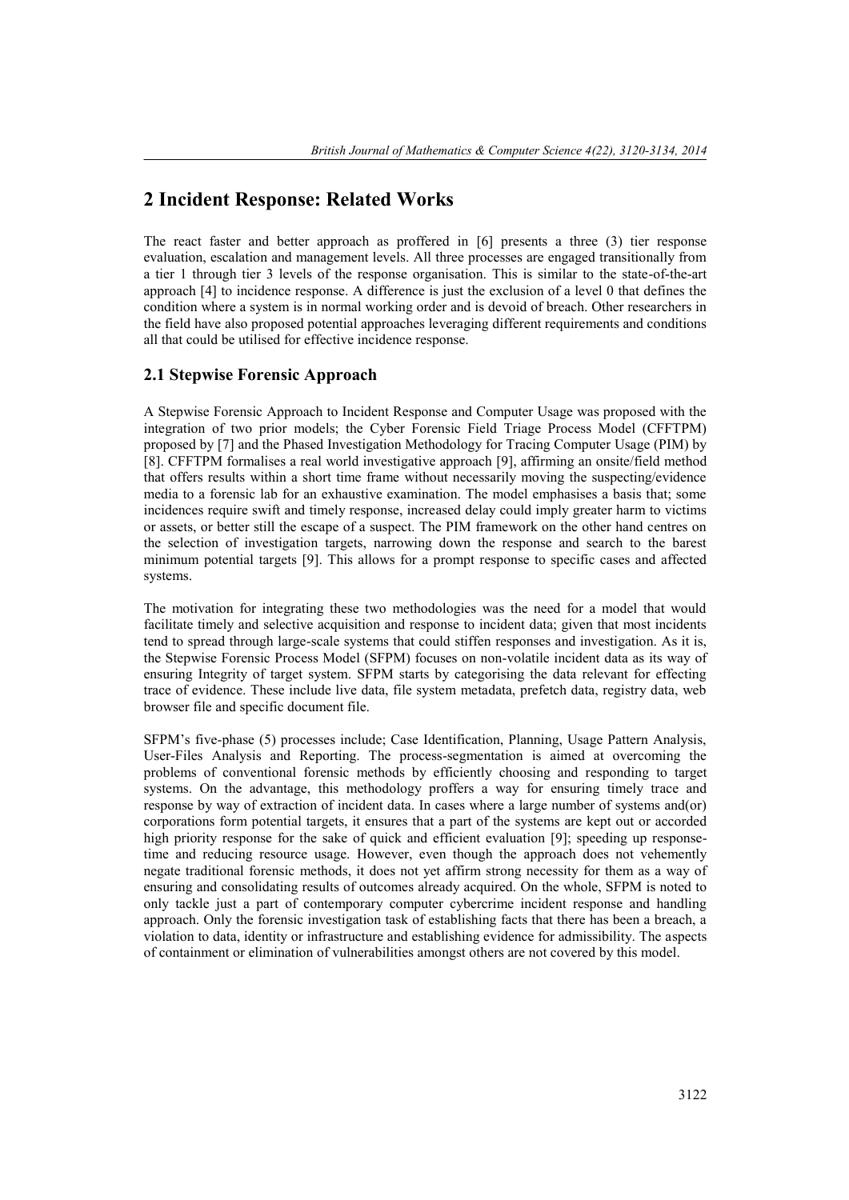## 2 Incident Response: Related Works

The react faster and better approach as proffered in [6] presents a three (3) tier response evaluation, escalation and management levels. All three processes are engaged transitionally from a tier 1 through tier 3 levels of the response organisation. This is similar to the state-of-the-art approach [4] to incidence response. A difference is just the exclusion of a level 0 that defines the condition where a system is in normal working order and is devoid of breach. Other researchers in the field have also proposed potential approaches leveraging different requirements and conditions all that could be utilised for effective incidence response.

### 2.1 Stepwise Forensic Approach

A Stepwise Forensic Approach to Incident Response and Computer Usage was proposed with the integration of two prior models; the Cyber Forensic Field Triage Process Model (CFFTPM) proposed by [7] and the Phased Investigation Methodology for Tracing Computer Usage (PIM) by [8]. CFFTPM formalises a real world investigative approach [9], affirming an onsite/field method that offers results within a short time frame without necessarily moving the suspecting/evidence media to a forensic lab for an exhaustive examination. The model emphasises a basis that; some incidences require swift and timely response, increased delay could imply greater harm to victims or assets, or better still the escape of a suspect. The PIM framework on the other hand centres on the selection of investigation targets, narrowing down the response and search to the barest minimum potential targets [9]. This allows for a prompt response to specific cases and affected systems.

The motivation for integrating these two methodologies was the need for a model that would facilitate timely and selective acquisition and response to incident data; given that most incidents tend to spread through large-scale systems that could stiffen responses and investigation. As it is, the Stepwise Forensic Process Model (SFPM) focuses on non-volatile incident data as its way of ensuring Integrity of target system. SFPM starts by categorising the data relevant for effecting trace of evidence. These include live data, file system metadata, prefetch data, registry data, web browser file and specific document file.

SFPM's five-phase (5) processes include; Case Identification, Planning, Usage Pattern Analysis, User-Files Analysis and Reporting. The process-segmentation is aimed at overcoming the problems of conventional forensic methods by efficiently choosing and responding to target systems. On the advantage, this methodology proffers a way for ensuring timely trace and response by way of extraction of incident data. In cases where a large number of systems and(or) corporations form potential targets, it ensures that a part of the systems are kept out or accorded high priority response for the sake of quick and efficient evaluation [9]; speeding up response-time and reducing resource usage. However, even though the approach does not vehemently negate traditional forensic methods, it does not yet affirm strong necessity for them as a way of ensuring and consolidating results of outcomes already acquired. On the whole, SFPM is noted to only tackle just a part of contemporary computer cybercrime incident response and handling approach. Only the forensic investigation task of establishing facts that there has been a breach, a violation to data, identity or infrastructure and establishing evidence for admissibility. The aspects of containment or elimination of vulnerabilities amongst others are not covered by this model.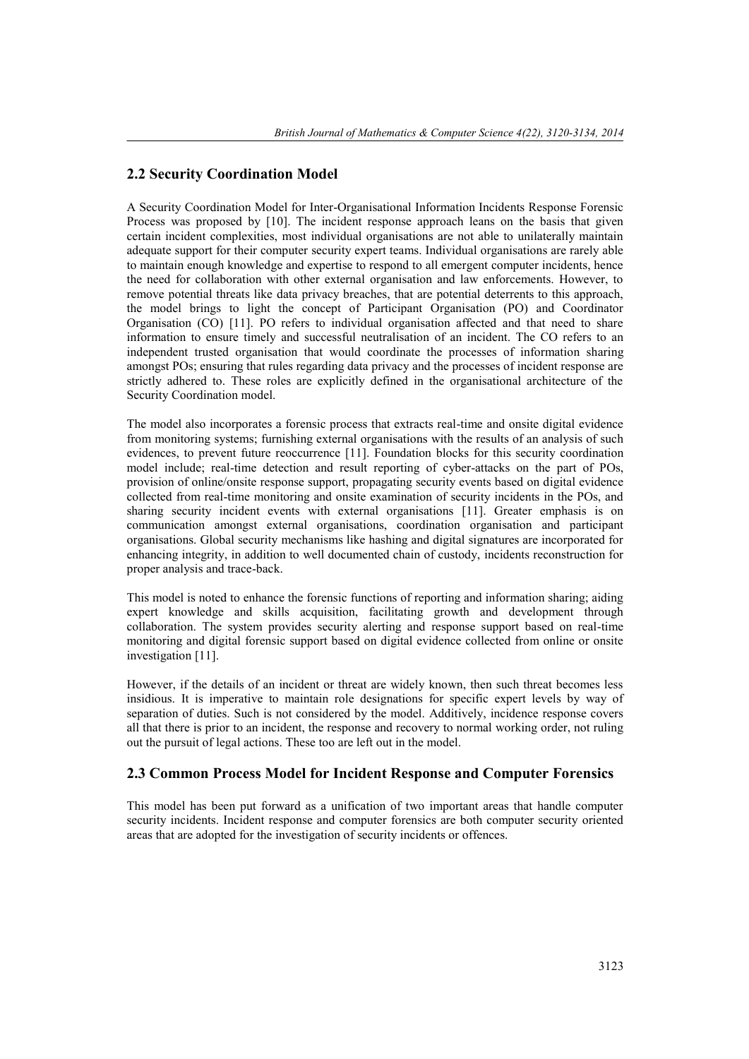## 2.2 Security Coordination Model

A Security Coordination Model for Inter-Organisational Information Incidents Response Forensic Process was proposed by [10]. The incident response approach leans on the basis that given certain incident complexities, most individual organisations are not able to unilaterally maintain adequate support for their computer security expert teams. Individual organisations are rarely able to maintain enough knowledge and expertise to respond to all emergent computer incidents, hence the need for collaboration with other external organisation and law enforcements. However, to remove potential threats like data privacy breaches, that are potential deterrents to this approach, the model brings to light the concept of Participant Organisation (PO) and Coordinator Organisation (CO) [11]. PO refers to individual organisation affected and that need to share information to ensure timely and successful neutralisation of an incident. The CO refers to an independent trusted organisation that would coordinate the processes of information sharing amongst POs; ensuring that rules regarding data privacy and the processes of incident response are strictly adhered to. These roles are explicitly defined in the organisational architecture of the Security Coordination model.

The model also incorporates a forensic process that extracts real-time and onsite digital evidence from monitoring systems; furnishing external organisations with the results of an analysis of such evidences, to prevent future reoccurrence [11]. Foundation blocks for this security coordination model include; real-time detection and result reporting of cyber-attacks on the part of POs, provision of online/onsite response support, propagating security events based on digital evidence collected from real-time monitoring and onsite examination of security incidents in the POs, and sharing security incident events with external organisations [11]. Greater emphasis is on communication amongst external organisations, coordination organisation and participant organisations. Global security mechanisms like hashing and digital signatures are incorporated for enhancing integrity, in addition to well documented chain of custody, incidents reconstruction for proper analysis and trace-back.

This model is noted to enhance the forensic functions of reporting and information sharing; aiding expert knowledge and skills acquisition, facilitating growth and development through collaboration. The system provides security alerting and response support based on real-time monitoring and digital forensic support based on digital evidence collected from online or onsite investigation [11].

However, if the details of an incident or threat are widely known, then such threat becomes less insidious. It is imperative to maintain role designations for specific expert levels by way of separation of duties. Such is not considered by the model. Additively, incidence response covers all that there is prior to an incident, the response and recovery to normal working order, not ruling out the pursuit of legal actions. These too are left out in the model.

## 2.3 Common Process Model for Incident Response and Computer Forensics

This model has been put forward as a unification of two important areas that handle computer security incidents. Incident response and computer forensics are both computer security oriented areas that are adopted for the investigation of security incidents or offences.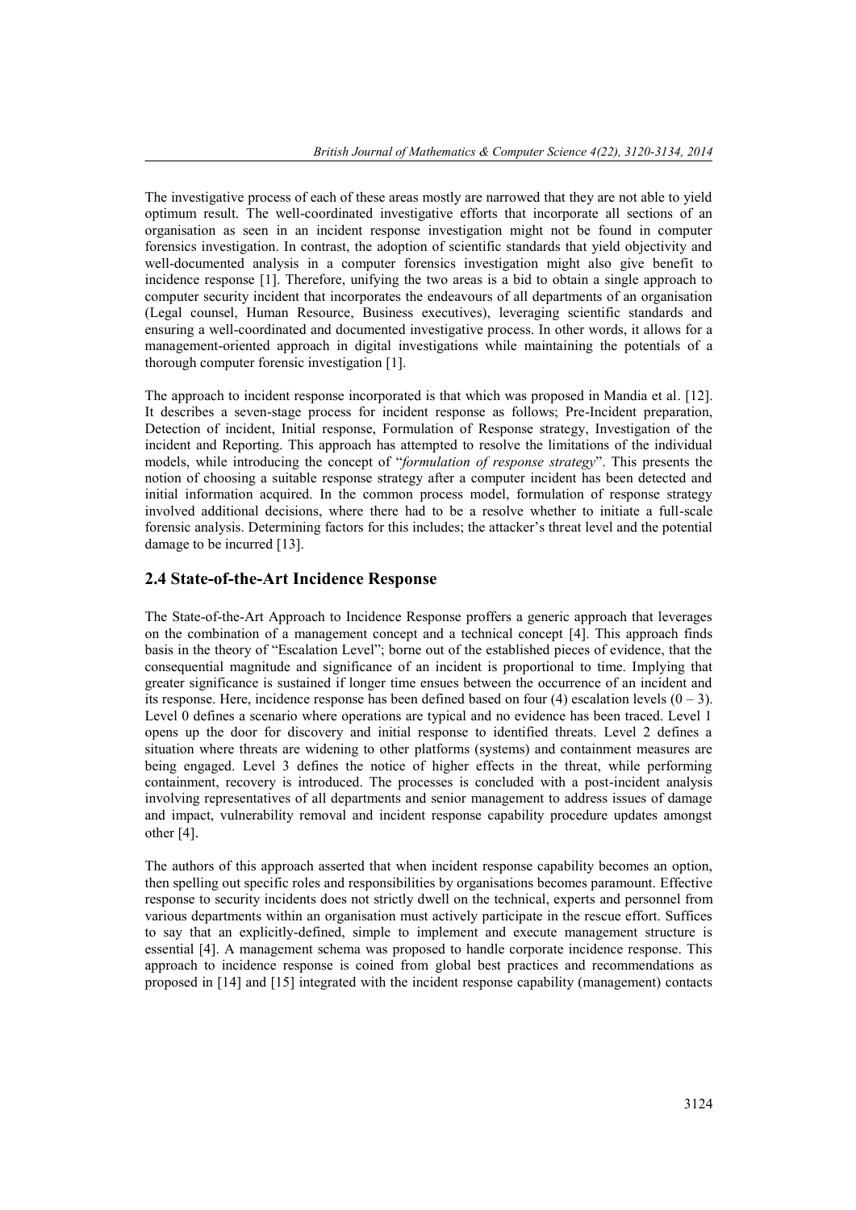The investigative process of each of these areas mostly are narrowed that they are not able to yield optimum result. The well-coordinated investigative efforts that incorporate all sections of an organisation as seen in an incident response investigation might not be found in computer forensics investigation. In contrast, the adoption of scientific standards that yield objectivity and well-documented analysis in a computer forensics investigation might also give benefit to incidence response [1]. Therefore, unifying the two areas is a bid to obtain a single approach to computer security incident that incorporates the endeavours of all departments of an organisation (Legal counsel, Human Resource, Business executives), leveraging scientific standards and ensuring a well-coordinated and documented investigative process. In other words, it allows for a management-oriented approach in digital investigations while maintaining the potentials of a thorough computer forensic investigation [1].

The approach to incident response incorporated is that which was proposed in Mandia et al. [12]. It describes a seven-stage process for incident response as follows; Pre-Incident preparation, Detection of incident, Initial response, Formulation of Response strategy, Investigation of the incident and Reporting. This approach has attempted to resolve the limitations of the individual models, while introducing the concept of "*formulation of response strategy*". This presents the notion of choosing a suitable response strategy after a computer incident has been detected and initial information acquired. In the common process model, formulation of response strategy involved additional decisions, where there had to be a resolve whether to initiate a full-scale forensic analysis. Determining factors for this includes; the attacker's threat level and the potential damage to be incurred [13].

## 2.4 State-of-the-Art Incidence Response

The State-of-the-Art Approach to Incidence Response proffers a generic approach that leverages on the combination of a management concept and a technical concept [4]. This approach finds basis in the theory of "Escalation Level"; borne out of the established pieces of evidence, that the consequential magnitude and significance of an incident is proportional to time. Implying that greater significance is sustained if longer time ensues between the occurrence of an incident and its response. Here, incidence response has been defined based on four (4) escalation levels (0 – 3). Level 0 defines a scenario where operations are typical and no evidence has been traced. Level 1 opens up the door for discovery and initial response to identified threats. Level 2 defines a situation where threats are widening to other platforms (systems) and containment measures are being engaged. Level 3 defines the notice of higher effects in the threat, while performing containment, recovery is introduced. The processes is concluded with a post-incident analysis involving representatives of all departments and senior management to address issues of damage and impact, vulnerability removal and incident response capability procedure updates amongst other [4].

The authors of this approach asserted that when incident response capability becomes an option, then spelling out specific roles and responsibilities by organisations becomes paramount. Effective response to security incidents does not strictly dwell on the technical, experts and personnel from various departments within an organisation must actively participate in the rescue effort. Suffices to say that an explicitly-defined, simple to implement and execute management structure is essential [4]. A management schema was proposed to handle corporate incidence response. This approach to incidence response is coined from global best practices and recommendations as proposed in [14] and [15] integrated with the incident response capability (management) contacts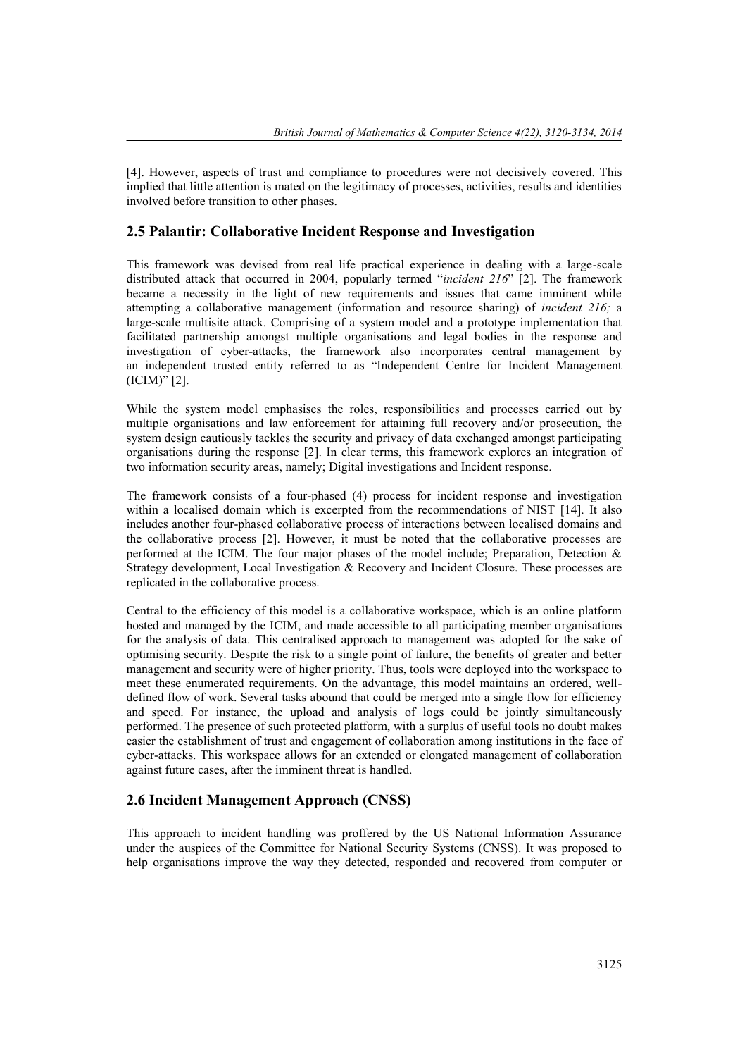[4]. However, aspects of trust and compliance to procedures were not decisively covered. This implied that little attention is mated on the legitimacy of processes, activities, results and identities involved before transition to other phases.

## 2.5 Palantir: Collaborative Incident Response and Investigation

This framework was devised from real life practical experience in dealing with a large-scale distributed attack that occurred in 2004, popularly termed "*incident 216*" [2]. The framework became a necessity in the light of new requirements and issues that came imminent while attempting a collaborative management (information and resource sharing) of *incident 216;* a large-scale multisite attack. Comprising of a system model and a prototype implementation that facilitated partnership amongst multiple organisations and legal bodies in the response and investigation of cyber-attacks, the framework also incorporates central management by an independent trusted entity referred to as "Independent Centre for Incident Management (ICIM)" [2].

While the system model emphasises the roles, responsibilities and processes carried out by multiple organisations and law enforcement for attaining full recovery and/or prosecution, the system design cautiously tackles the security and privacy of data exchanged amongst participating organisations during the response [2]. In clear terms, this framework explores an integration of two information security areas, namely; Digital investigations and Incident response.

The framework consists of a four-phased (4) process for incident response and investigation within a localised domain which is excerpted from the recommendations of NIST [14]. It also includes another four-phased collaborative process of interactions between localised domains and the collaborative process [2]. However, it must be noted that the collaborative processes are performed at the ICIM. The four major phases of the model include; Preparation, Detection & Strategy development, Local Investigation & Recovery and Incident Closure. These processes are replicated in the collaborative process.

Central to the efficiency of this model is a collaborative workspace, which is an online platform hosted and managed by the ICIM, and made accessible to all participating member organisations for the analysis of data. This centralised approach to management was adopted for the sake of optimising security. Despite the risk to a single point of failure, the benefits of greater and better management and security were of higher priority. Thus, tools were deployed into the workspace to meet these enumerated requirements. On the advantage, this model maintains an ordered, well-defined flow of work. Several tasks abound that could be merged into a single flow for efficiency and speed. For instance, the upload and analysis of logs could be jointly simultaneously performed. The presence of such protected platform, with a surplus of useful tools no doubt makes easier the establishment of trust and engagement of collaboration among institutions in the face of cyber-attacks. This workspace allows for an extended or elongated management of collaboration against future cases, after the imminent threat is handled.

## 2.6 Incident Management Approach (CNSS)

This approach to incident handling was proffered by the US National Information Assurance under the auspices of the Committee for National Security Systems (CNSS). It was proposed to help organisations improve the way they detected, responded and recovered from computer or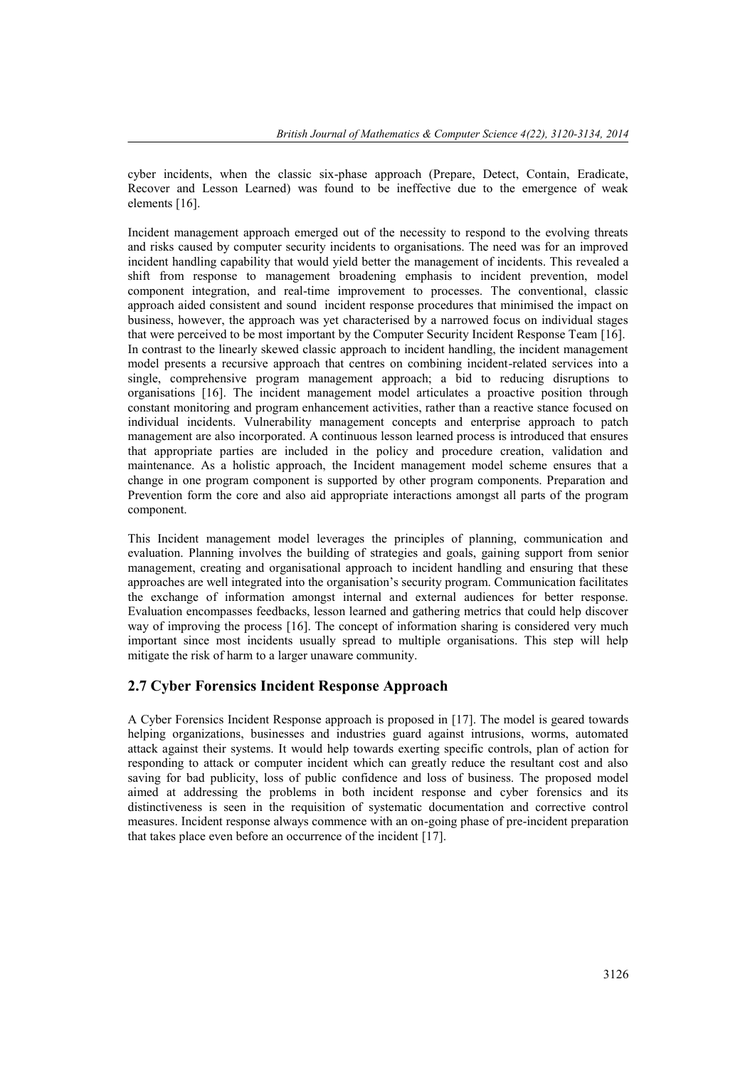cyber incidents, when the classic six-phase approach (Prepare, Detect, Contain, Eradicate, Recover and Lesson Learned) was found to be ineffective due to the emergence of weak elements [16].

Incident management approach emerged out of the necessity to respond to the evolving threats and risks caused by computer security incidents to organisations. The need was for an improved incident handling capability that would yield better the management of incidents. This revealed a shift from response to management broadening emphasis to incident prevention, model component integration, and real-time improvement to processes. The conventional, classic approach aided consistent and sound incident response procedures that minimised the impact on business, however, the approach was yet characterised by a narrowed focus on individual stages that were perceived to be most important by the Computer Security Incident Response Team [16]. In contrast to the linearly skewed classic approach to incident handling, the incident management model presents a recursive approach that centres on combining incident-related services into a single, comprehensive program management approach; a bid to reducing disruptions to organisations [16]. The incident management model articulates a proactive position through constant monitoring and program enhancement activities, rather than a reactive stance focused on individual incidents. Vulnerability management concepts and enterprise approach to patch management are also incorporated. A continuous lesson learned process is introduced that ensures that appropriate parties are included in the policy and procedure creation, validation and maintenance. As a holistic approach, the Incident management model scheme ensures that a change in one program component is supported by other program components. Preparation and Prevention form the core and also aid appropriate interactions amongst all parts of the program component.

This Incident management model leverages the principles of planning, communication and evaluation. Planning involves the building of strategies and goals, gaining support from senior management, creating and organisational approach to incident handling and ensuring that these approaches are well integrated into the organisation's security program. Communication facilitates the exchange of information amongst internal and external audiences for better response. Evaluation encompasses feedbacks, lesson learned and gathering metrics that could help discover way of improving the process [16]. The concept of information sharing is considered very much important since most incidents usually spread to multiple organisations. This step will help mitigate the risk of harm to a larger unaware community.

## 2.7 Cyber Forensics Incident Response Approach

A Cyber Forensics Incident Response approach is proposed in [17]. The model is geared towards helping organizations, businesses and industries guard against intrusions, worms, automated attack against their systems. It would help towards exerting specific controls, plan of action for responding to attack or computer incident which can greatly reduce the resultant cost and also saving for bad publicity, loss of public confidence and loss of business. The proposed model aimed at addressing the problems in both incident response and cyber forensics and its distinctiveness is seen in the requisition of systematic documentation and corrective control measures. Incident response always commence with an on-going phase of pre-incident preparation that takes place even before an occurrence of the incident [17].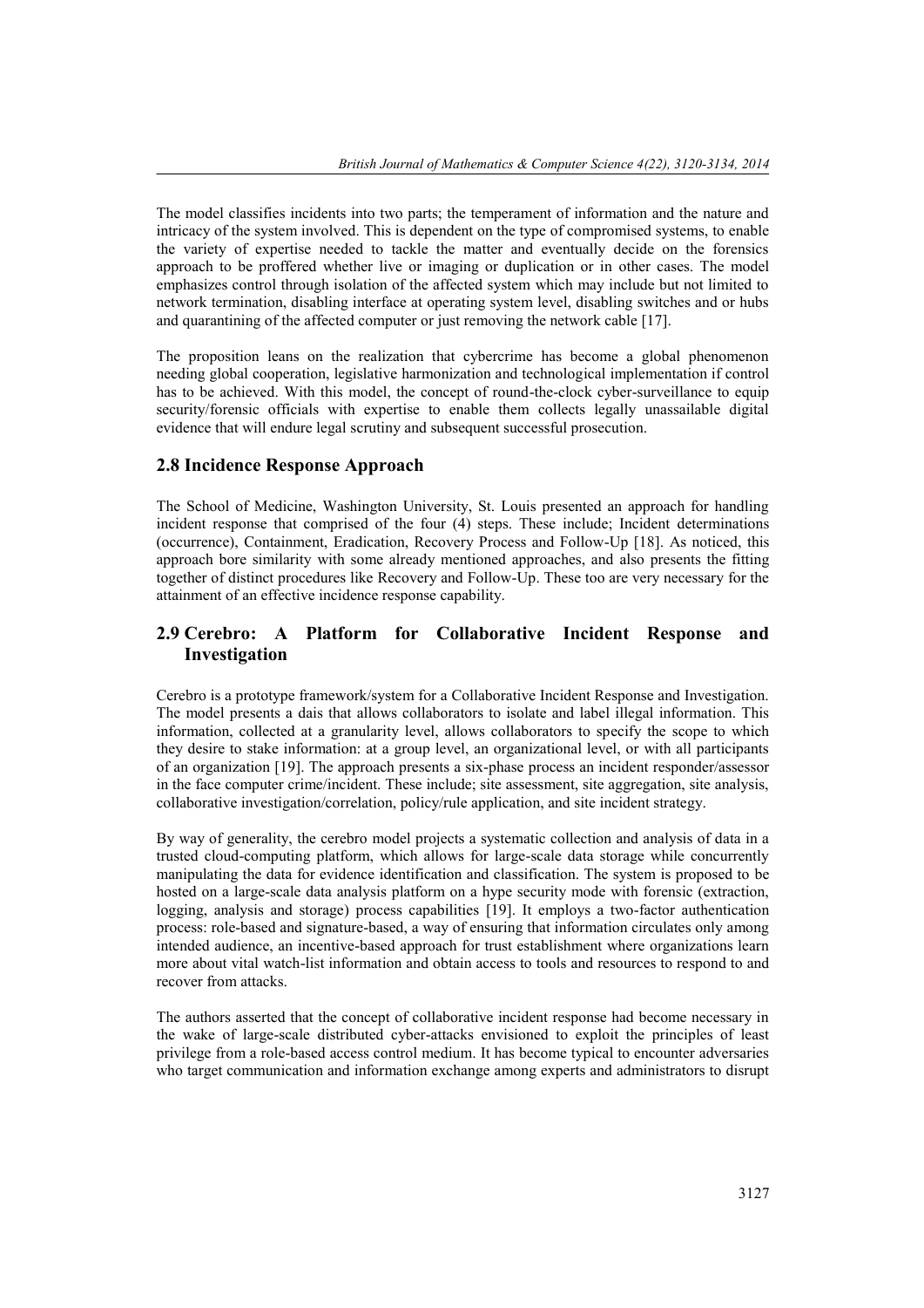The model classifies incidents into two parts; the temperament of information and the nature and intricacy of the system involved. This is dependent on the type of compromised systems, to enable the variety of expertise needed to tackle the matter and eventually decide on the forensics approach to be proffered whether live or imaging or duplication or in other cases. The model emphasizes control through isolation of the affected system which may include but not limited to network termination, disabling interface at operating system level, disabling switches and or hubs and quarantining of the affected computer or just removing the network cable [17].

The proposition leans on the realization that cybercrime has become a global phenomenon needing global cooperation, legislative harmonization and technological implementation if control has to be achieved. With this model, the concept of round-the-clock cyber-surveillance to equip security/forensic officials with expertise to enable them collects legally unassailable digital evidence that will endure legal scrutiny and subsequent successful prosecution.

## 2.8 Incidence Response Approach

The School of Medicine, Washington University, St. Louis presented an approach for handling incident response that comprised of the four (4) steps. These include; Incident determinations (occurrence), Containment, Eradication, Recovery Process and Follow-Up [18]. As noticed, this approach bore similarity with some already mentioned approaches, and also presents the fitting together of distinct procedures like Recovery and Follow-Up. These too are very necessary for the attainment of an effective incidence response capability.

## 2.9 Cerebro: A Platform for Collaborative Incident Response and Investigation

Cerebro is a prototype framework/system for a Collaborative Incident Response and Investigation. The model presents a dais that allows collaborators to isolate and label illegal information. This information, collected at a granularity level, allows collaborators to specify the scope to which they desire to stake information: at a group level, an organizational level, or with all participants of an organization [19]. The approach presents a six-phase process an incident responder/assessor in the face computer crime/incident. These include; site assessment, site aggregation, site analysis, collaborative investigation/correlation, policy/rule application, and site incident strategy.

By way of generality, the cerebro model projects a systematic collection and analysis of data in a trusted cloud-computing platform, which allows for large-scale data storage while concurrently manipulating the data for evidence identification and classification. The system is proposed to be hosted on a large-scale data analysis platform on a hype security mode with forensic (extraction, logging, analysis and storage) process capabilities [19]. It employs a two-factor authentication process: role-based and signature-based, a way of ensuring that information circulates only among intended audience, an incentive-based approach for trust establishment where organizations learn more about vital watch-list information and obtain access to tools and resources to respond to and recover from attacks.

The authors asserted that the concept of collaborative incident response had become necessary in the wake of large-scale distributed cyber-attacks envisioned to exploit the principles of least privilege from a role-based access control medium. It has become typical to encounter adversaries who target communication and information exchange among experts and administrators to disrupt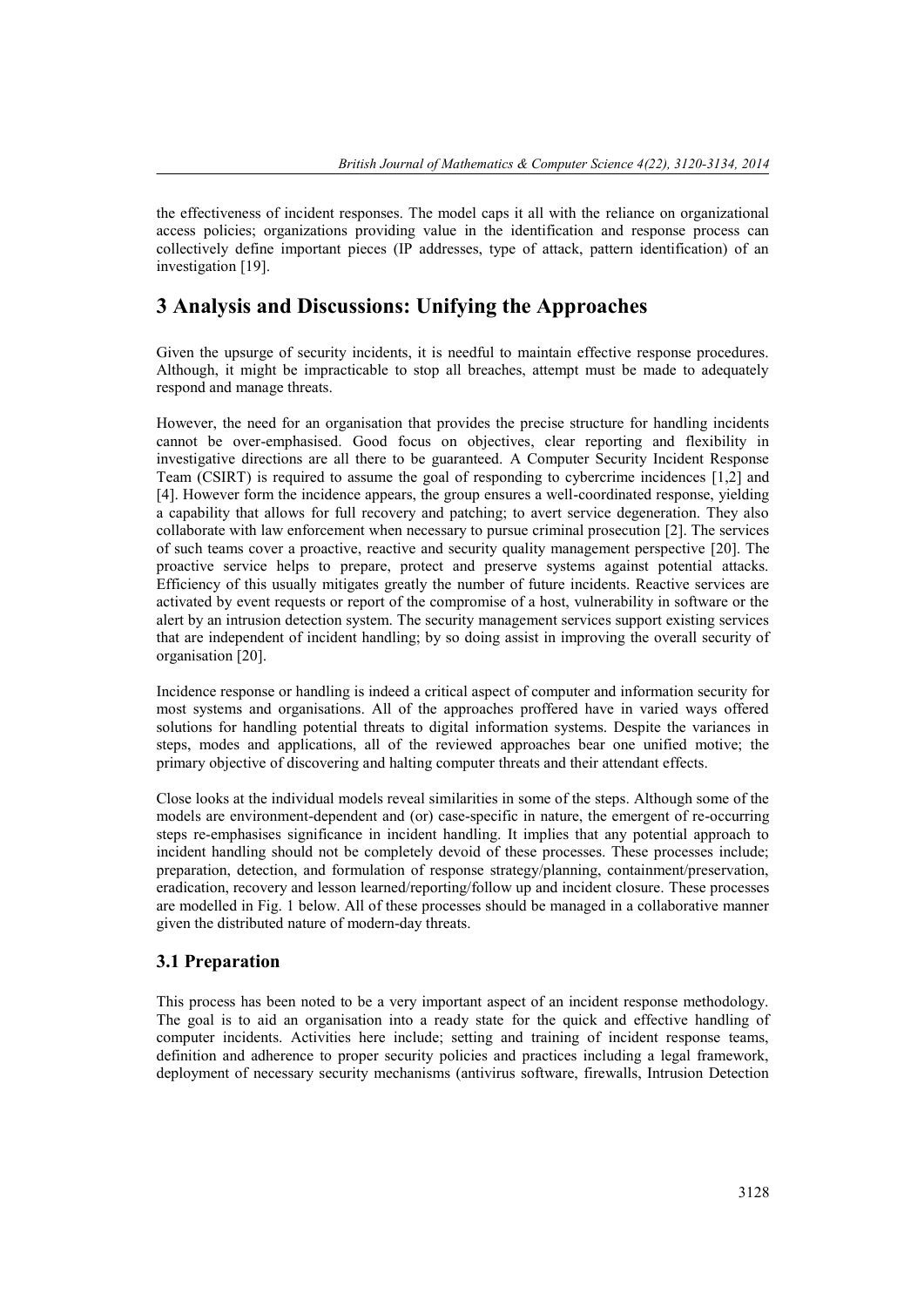the effectiveness of incident responses. The model caps it all with the reliance on organizational access policies; organizations providing value in the identification and response process can collectively define important pieces (IP addresses, type of attack, pattern identification) of an investigation [19].

## 3 Analysis and Discussions: Unifying the Approaches

Given the upsurge of security incidents, it is needful to maintain effective response procedures. Although, it might be impracticable to stop all breaches, attempt must be made to adequately respond and manage threats.

However, the need for an organisation that provides the precise structure for handling incidents cannot be over-emphasised. Good focus on objectives, clear reporting and flexibility in investigative directions are all there to be guaranteed. A Computer Security Incident Response Team (CSIRT) is required to assume the goal of responding to cybercrime incidences [1,2] and [4]. However form the incidence appears, the group ensures a well-coordinated response, yielding a capability that allows for full recovery and patching; to avert service degeneration. They also collaborate with law enforcement when necessary to pursue criminal prosecution [2]. The services of such teams cover a proactive, reactive and security quality management perspective [20]. The proactive service helps to prepare, protect and preserve systems against potential attacks. Efficiency of this usually mitigates greatly the number of future incidents. Reactive services are activated by event requests or report of the compromise of a host, vulnerability in software or the alert by an intrusion detection system. The security management services support existing services that are independent of incident handling; by so doing assist in improving the overall security of organisation [20].

Incidence response or handling is indeed a critical aspect of computer and information security for most systems and organisations. All of the approaches proffered have in varied ways offered solutions for handling potential threats to digital information systems. Despite the variances in steps, modes and applications, all of the reviewed approaches bear one unified motive; the primary objective of discovering and halting computer threats and their attendant effects.

Close looks at the individual models reveal similarities in some of the steps. Although some of the models are environment-dependent and (or) case-specific in nature, the emergent of re-occurring steps re-emphasises significance in incident handling. It implies that any potential approach to incident handling should not be completely devoid of these processes. These processes include; preparation, detection, and formulation of response strategy/planning, containment/preservation, eradication, recovery and lesson learned/reporting/follow up and incident closure. These processes are modelled in Fig. 1 below. All of these processes should be managed in a collaborative manner given the distributed nature of modern-day threats.

### 3.1 Preparation

This process has been noted to be a very important aspect of an incident response methodology. The goal is to aid an organisation into a ready state for the quick and effective handling of computer incidents. Activities here include; setting and training of incident response teams, definition and adherence to proper security policies and practices including a legal framework, deployment of necessary security mechanisms (antivirus software, firewalls, Intrusion Detection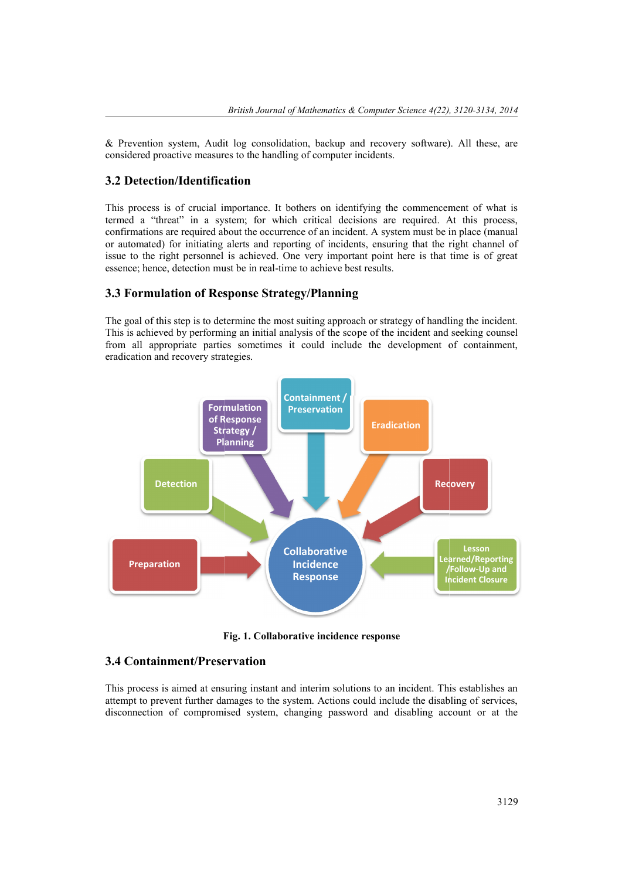& Prevention system, Audit log consolidation, backup and recovery software). All these, are considered proactive measures to the handling of computer incidents.

## 3.2 Detection/Identification

This process is of crucial importance. It bothers on identifying the commencement of what is termed a "threat" in a system; for which critical decisions are required. At this process, confirmations are required about the occurrence of an incident. A system must be in place (manual or automated) for initiating alerts and reporting of incidents, ensuring that the right channel of issue to the right personnel is achieved. One very important point here is that time is of great essence; hence, detection must be in real-time to achieve best results.

## 3.3 Formulation of Response Strategy/Planning

The goal of this step is to determine the most suiting approach or strategy of handling the incident. This is achieved by performing an initial analysis of the scope of the incident and seeking counsel from all appropriate parties sometimes it could include the development of containment, eradication and recovery strategies.

Fig. 1. Collaborative incidence response

## 3.4 Containment/Preservation

This process is aimed at ensuring instant and interim solutions to an incident. This establishes an attempt to prevent further damages to the system. Actions could include the disabling of services, disconnection of compromised system, changing password and disabling account or at the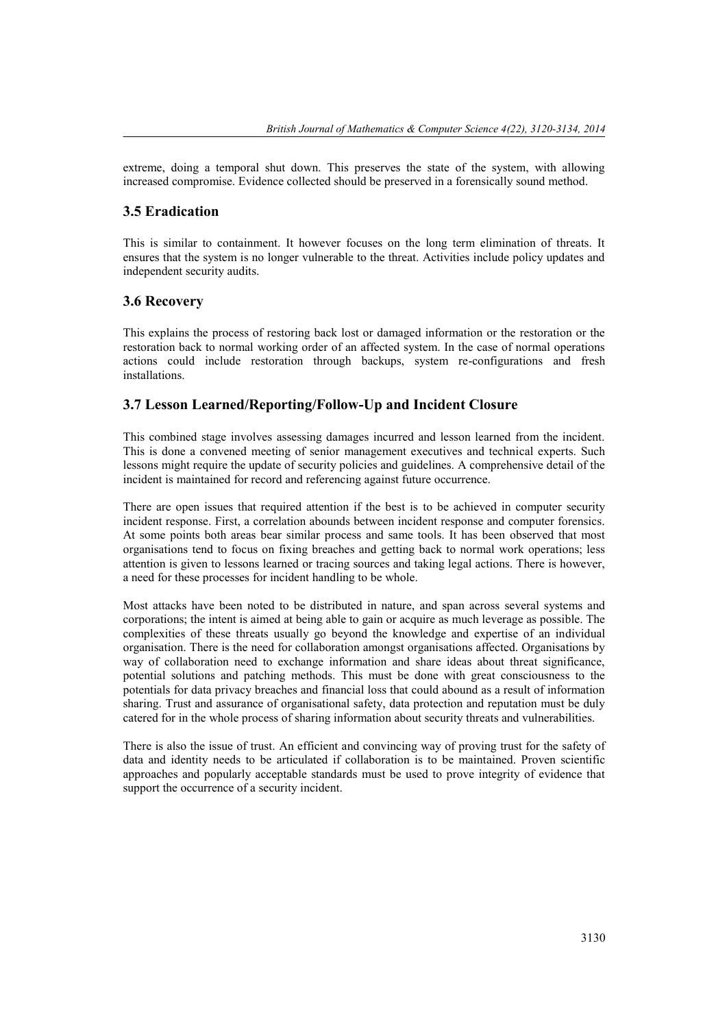extreme, doing a temporal shut down. This preserves the state of the system, with allowing increased compromise. Evidence collected should be preserved in a forensically sound method.

### 3.5 Eradication

This is similar to containment. It however focuses on the long term elimination of threats. It ensures that the system is no longer vulnerable to the threat. Activities include policy updates and independent security audits.

### 3.6 Recovery

This explains the process of restoring back lost or damaged information or the restoration or the restoration back to normal working order of an affected system. In the case of normal operations actions could include restoration through backups, system re-configurations and fresh installations.

### 3.7 Lesson Learned/Reporting/Follow-Up and Incident Closure

This combined stage involves assessing damages incurred and lesson learned from the incident. This is done a convened meeting of senior management executives and technical experts. Such lessons might require the update of security policies and guidelines. A comprehensive detail of the incident is maintained for record and referencing against future occurrence.

There are open issues that required attention if the best is to be achieved in computer security incident response. First, a correlation abounds between incident response and computer forensics. At some points both areas bear similar process and same tools. It has been observed that most organisations tend to focus on fixing breaches and getting back to normal work operations; less attention is given to lessons learned or tracing sources and taking legal actions. There is however, a need for these processes for incident handling to be whole.

Most attacks have been noted to be distributed in nature, and span across several systems and corporations; the intent is aimed at being able to gain or acquire as much leverage as possible. The complexities of these threats usually go beyond the knowledge and expertise of an individual organisation. There is the need for collaboration amongst organisations affected. Organisations by way of collaboration need to exchange information and share ideas about threat significance, potential solutions and patching methods. This must be done with great consciousness to the potentials for data privacy breaches and financial loss that could abound as a result of information sharing. Trust and assurance of organisational safety, data protection and reputation must be duly catered for in the whole process of sharing information about security threats and vulnerabilities.

There is also the issue of trust. An efficient and convincing way of proving trust for the safety of data and identity needs to be articulated if collaboration is to be maintained. Proven scientific approaches and popularly acceptable standards must be used to prove integrity of evidence that support the occurrence of a security incident.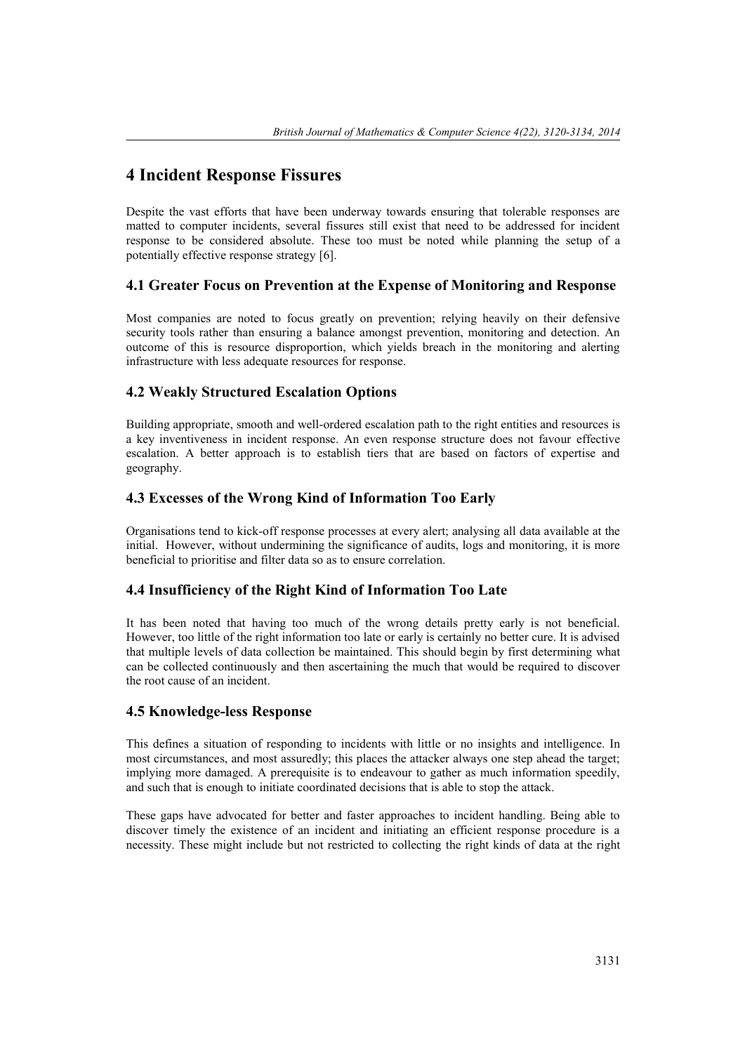# 4 Incident Response Fissures

Despite the vast efforts that have been underway towards ensuring that tolerable responses are matted to computer incidents, several fissures still exist that need to be addressed for incident response to be considered absolute. These too must be noted while planning the setup of a potentially effective response strategy [6].

## 4.1 Greater Focus on Prevention at the Expense of Monitoring and Response

Most companies are noted to focus greatly on prevention; relying heavily on their defensive security tools rather than ensuring a balance amongst prevention, monitoring and detection. An outcome of this is resource disproportion, which yields breach in the monitoring and alerting infrastructure with less adequate resources for response.

## 4.2 Weakly Structured Escalation Options

Building appropriate, smooth and well-ordered escalation path to the right entities and resources is a key inventiveness in incident response. An even response structure does not favour effective escalation. A better approach is to establish tiers that are based on factors of expertise and geography.

## 4.3 Excesses of the Wrong Kind of Information Too Early

Organisations tend to kick-off response processes at every alert; analysing all data available at the initial. However, without undermining the significance of audits, logs and monitoring, it is more beneficial to prioritise and filter data so as to ensure correlation.

## 4.4 Insufficiency of the Right Kind of Information Too Late

It has been noted that having too much of the wrong details pretty early is not beneficial. However, too little of the right information too late or early is certainly no better cure. It is advised that multiple levels of data collection be maintained. This should begin by first determining what can be collected continuously and then ascertaining the much that would be required to discover the root cause of an incident.

## 4.5 Knowledge-less Response

This defines a situation of responding to incidents with little or no insights and intelligence. In most circumstances, and most assuredly; this places the attacker always one step ahead the target; implying more damaged. A prerequisite is to endeavour to gather as much information speedily, and such that is enough to initiate coordinated decisions that is able to stop the attack.

These gaps have advocated for better and faster approaches to incident handling. Being able to discover timely the existence of an incident and initiating an efficient response procedure is a necessity. These might include but not restricted to collecting the right kinds of data at the right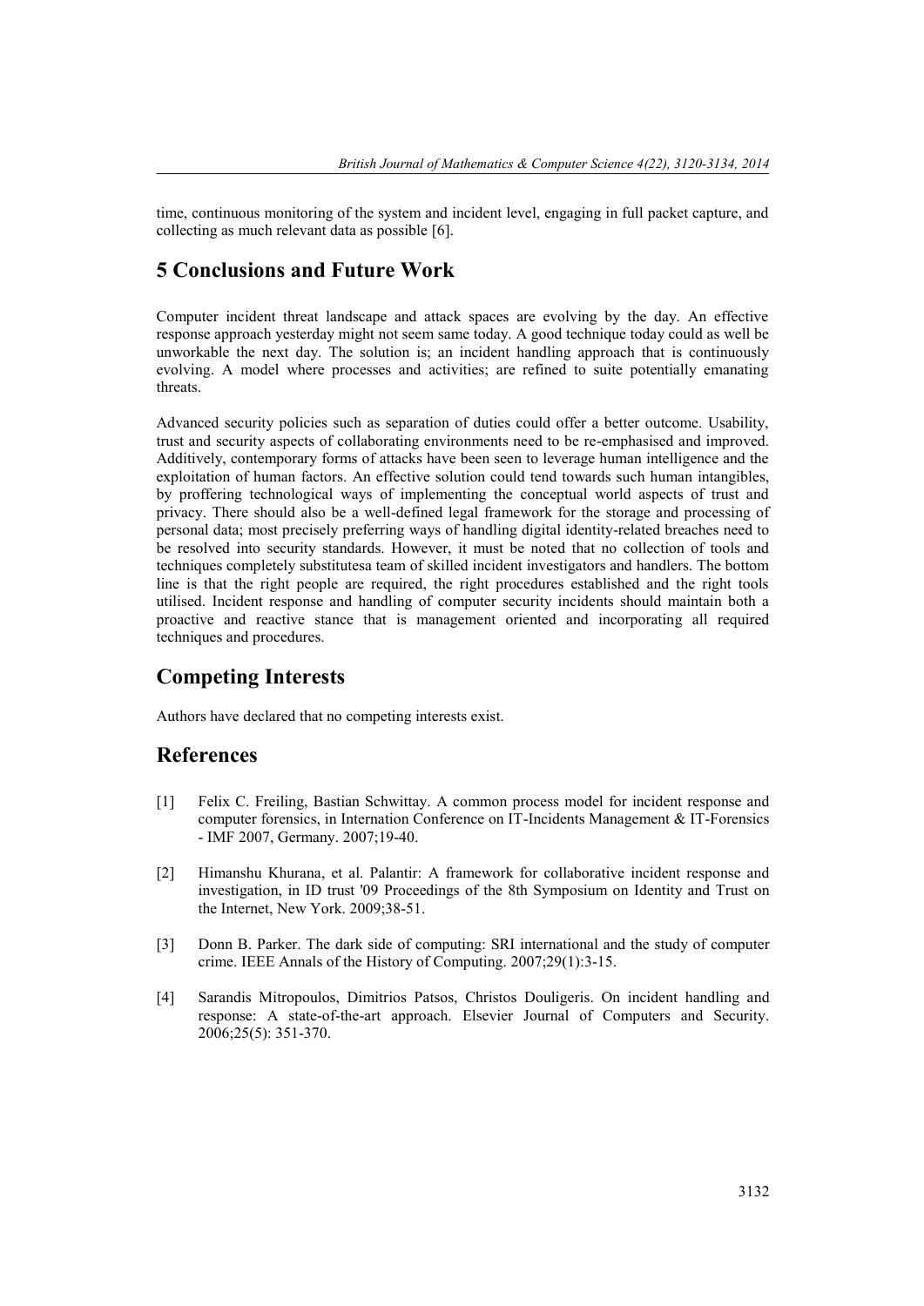time, continuous monitoring of the system and incident level, engaging in full packet capture, and collecting as much relevant data as possible [6].

## 5 Conclusions and Future Work

Computer incident threat landscape and attack spaces are evolving by the day. An effective response approach yesterday might not seem same today. A good technique today could as well be unworkable the next day. The solution is; an incident handling approach that is continuously evolving. A model where processes and activities; are refined to suite potentially emanating threats.

Advanced security policies such as separation of duties could offer a better outcome. Usability, trust and security aspects of collaborating environments need to be re-emphasised and improved. Additively, contemporary forms of attacks have been seen to leverage human intelligence and the exploitation of human factors. An effective solution could tend towards such human intangibles, by proffering technological ways of implementing the conceptual world aspects of trust and privacy. There should also be a well-defined legal framework for the storage and processing of personal data; most precisely preferring ways of handling digital identity-related breaches need to be resolved into security standards. However, it must be noted that no collection of tools and techniques completely substitutesa team of skilled incident investigators and handlers. The bottom line is that the right people are required, the right procedures established and the right tools utilised. Incident response and handling of computer security incidents should maintain both a proactive and reactive stance that is management oriented and incorporating all required techniques and procedures.

## Competing Interests

Authors have declared that no competing interests exist.

## References

[1] Felix C. Freiling, Bastian Schwittay. A common process model for incident response and computer forensics, in Internation Conference on IT-Incidents Management & IT-Forensics - IMF 2007, Germany. 2007;19-40.

[2] Himanshu Khurana, et al. Palantir: A framework for collaborative incident response and investigation, in ID trust '09 Proceedings of the 8th Symposium on Identity and Trust on the Internet, New York. 2009;38-51.

[3] Donn B. Parker. The dark side of computing: SRI international and the study of computer crime. IEEE Annals of the History of Computing. 2007;29(1):3-15.

[4] Sarandis Mitropoulos, Dimitrios Patsos, Christos Douligeris. On incident handling and response: A state-of-the-art approach. Elsevier Journal of Computers and Security. 2006;25(5): 351-370.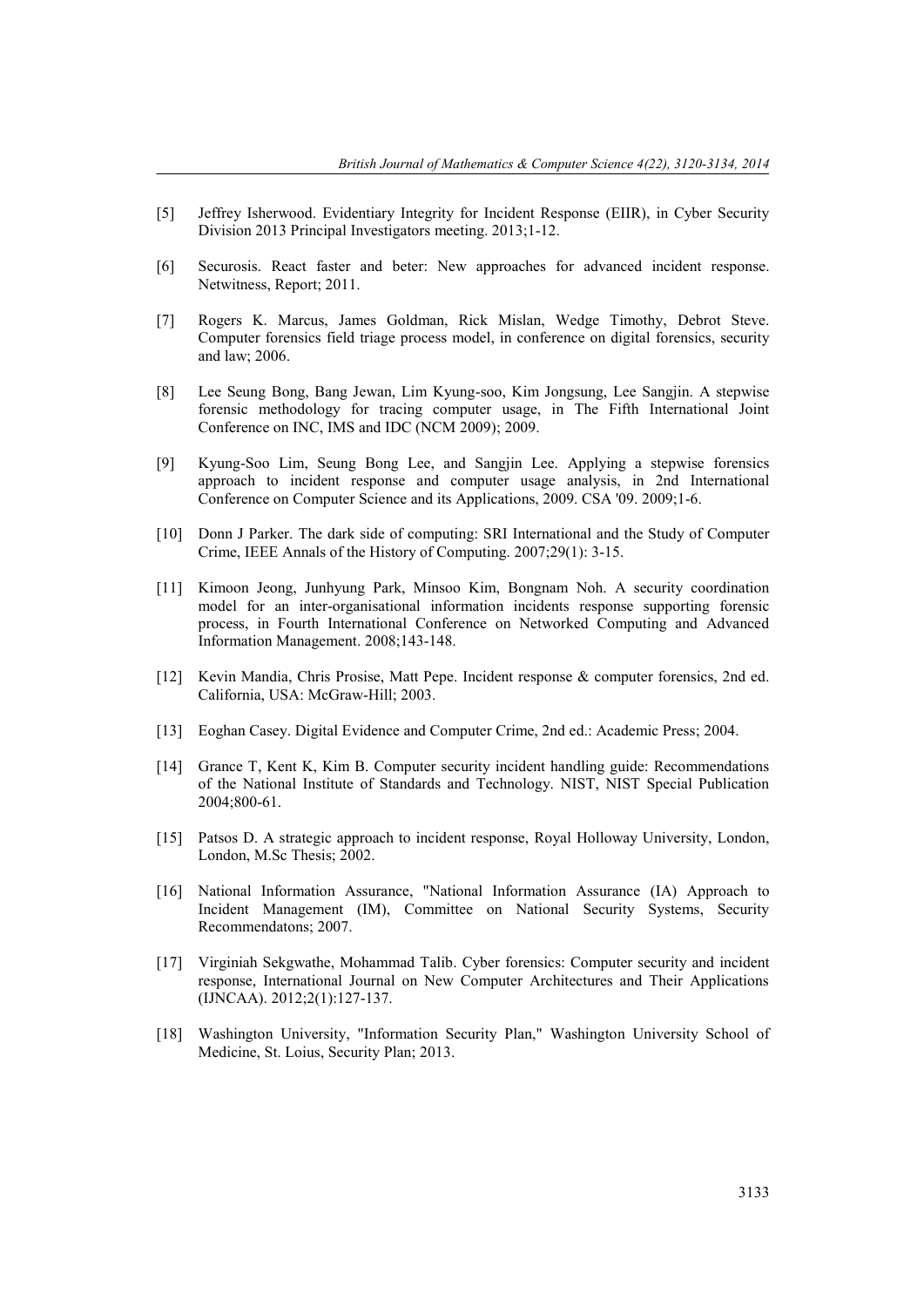[5] Jeffrey Isherwood. Evidentiary Integrity for Incident Response (EIIR), in Cyber Security Division 2013 Principal Investigators meeting. 2013;1-12.

[6] Securosis. React faster and beter: New approaches for advanced incident response. Netwitness, Report; 2011.

[7] Rogers K. Marcus, James Goldman, Rick Mislan, Wedge Timothy, Debrot Steve. Computer forensics field triage process model, in conference on digital forensics, security and law; 2006.

[8] Lee Seung Bong, Bang Jewan, Lim Kyung-soo, Kim Jongsung, Lee Sangjin. A stepwise forensic methodology for tracing computer usage, in The Fifth International Joint Conference on INC, IMS and IDC (NCM 2009); 2009.

[9] Kyung-Soo Lim, Seung Bong Lee, and Sangjin Lee. Applying a stepwise forensics approach to incident response and computer usage analysis, in 2nd International Conference on Computer Science and its Applications, 2009. CSA '09. 2009;1-6.

[10] Donn J Parker. The dark side of computing: SRI International and the Study of Computer Crime, IEEE Annals of the History of Computing. 2007;29(1): 3-15.

[11] Kimoon Jeong, Junhyung Park, Minsoo Kim, Bongnam Noh. A security coordination model for an inter-organisational information incidents response supporting forensic process, in Fourth International Conference on Networked Computing and Advanced Information Management. 2008;143-148.

[12] Kevin Mandia, Chris Prosise, Matt Pepe. Incident response & computer forensics, 2nd ed. California, USA: McGraw-Hill; 2003.

[13] Eoghan Casey. Digital Evidence and Computer Crime, 2nd ed.: Academic Press; 2004.

[14] Grance T, Kent K, Kim B. Computer security incident handling guide: Recommendations of the National Institute of Standards and Technology. NIST, NIST Special Publication 2004;800-61.

[15] Patsos D. A strategic approach to incident response, Royal Holloway University, London, London, M.Sc Thesis; 2002.

[16] National Information Assurance, "National Information Assurance (IA) Approach to Incident Management (IM), Committee on National Security Systems, Security Recommendatons; 2007.

[17] Virginiah Sekgwathe, Mohammad Talib. Cyber forensics: Computer security and incident response, International Journal on New Computer Architectures and Their Applications (IJNCAA). 2012;2(1):127-137.

[18] Washington University, "Information Security Plan," Washington University School of Medicine, St. Loius, Security Plan; 2013.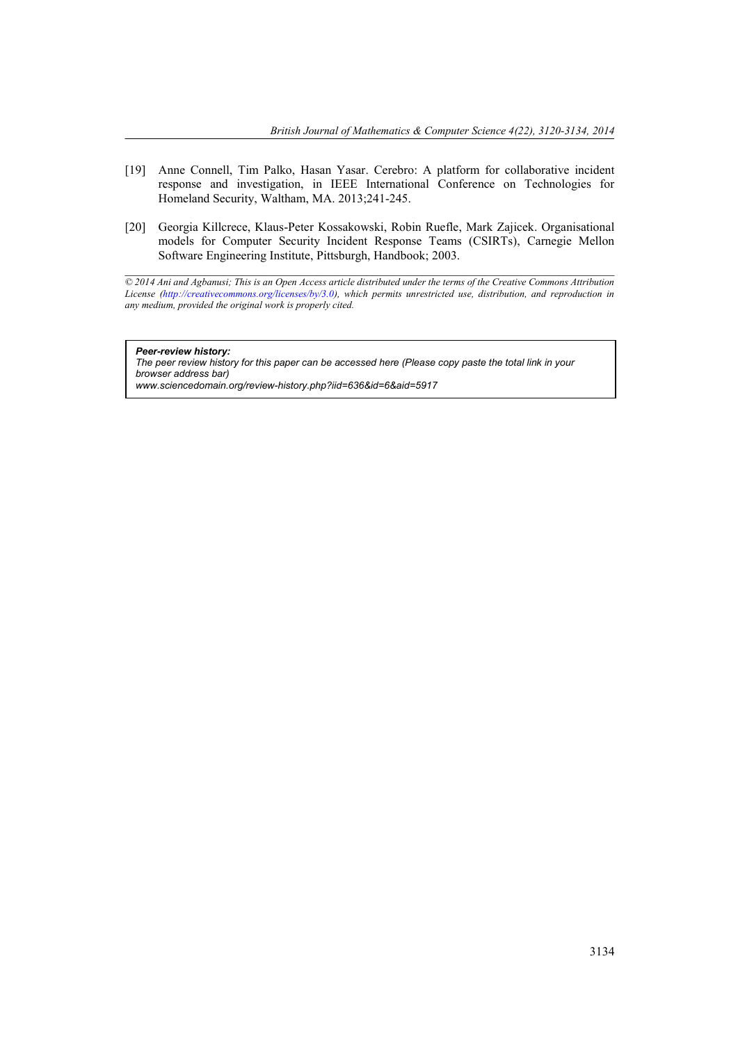[19] Anne Connell, Tim Palko, Hasan Yasar. Cerebro: A platform for collaborative incident response and investigation, in IEEE International Conference on Technologies for Homeland Security, Waltham, MA. 2013;241-245.

[20] Georgia Killcrece, Klaus-Peter Kossakowski, Robin Ruefle, Mark Zajicek. Organisational models for Computer Security Incident Response Teams (CSIRTs), Carnegie Mellon Software Engineering Institute, Pittsburgh, Handbook; 2003.

---

*© 2014 Ani and Agbanusi; This is an Open Access article distributed under the terms of the Creative Commons Attribution License (http://creativecommons.org/licenses/by/3.0), which permits unrestricted use, distribution, and reproduction in any medium, provided the original work is properly cited.*

> ***Peer-review history:***
> *The peer review history for this paper can be accessed here (Please copy paste the total link in your browser address bar)*
> *www.sciencedomain.org/review-history.php?iid=636&id=6&aid=5917*